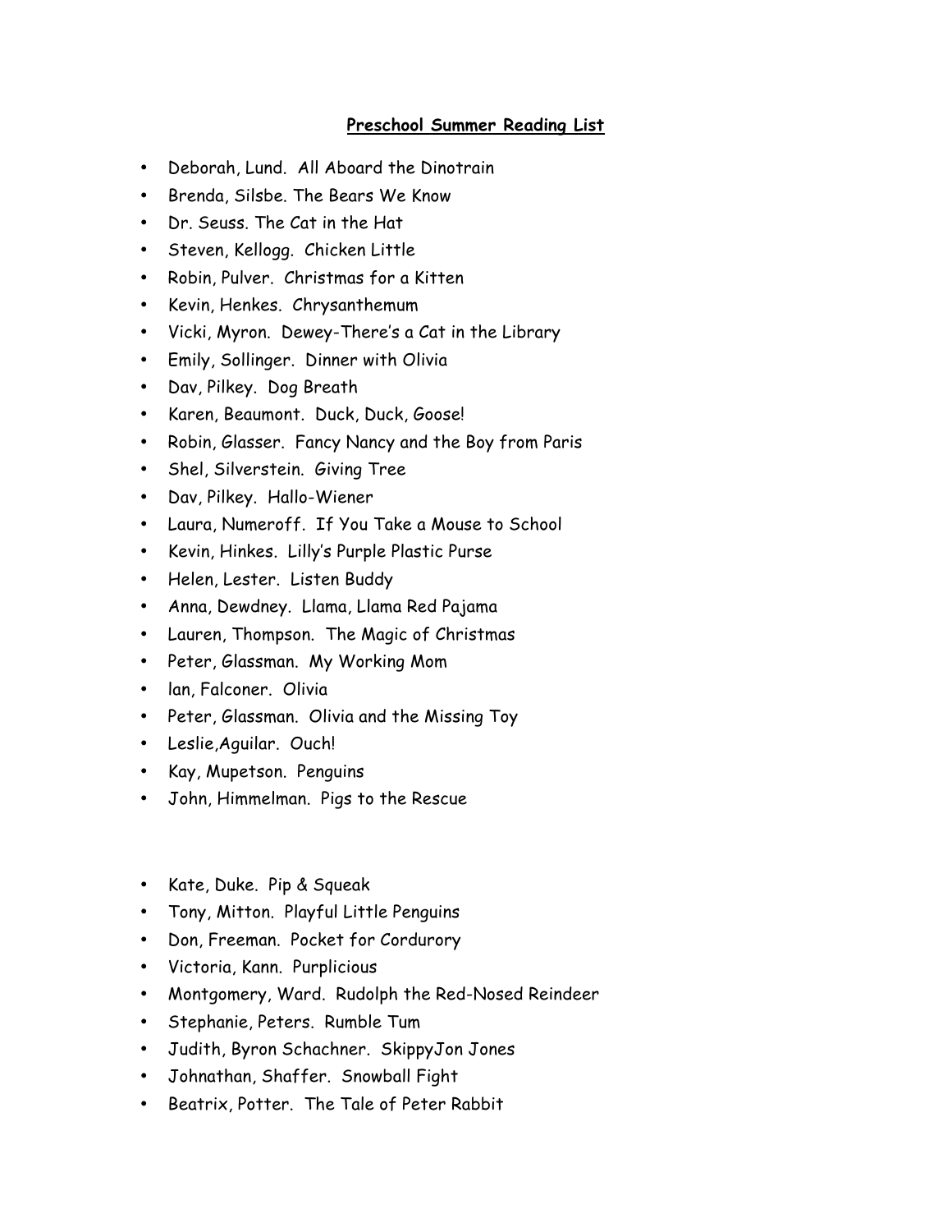## Preschool Summer Reading List

- Deborah, Lund. All Aboard the Dinotrain
- Brenda, Silsbe. The Bears We Know
- Dr. Seuss. The Cat in the Hat
- Steven, Kellogg. Chicken Little
- Robin, Pulver. Christmas for a Kitten
- Kevin, Henkes. Chrysanthemum
- Vicki, Myron. Dewey-There's a Cat in the Library
- Emily, Sollinger. Dinner with Olivia
- Dav, Pilkey. Dog Breath
- Karen, Beaumont. Duck, Duck, Goose!
- Robin, Glasser. Fancy Nancy and the Boy from Paris
- Shel, Silverstein. Giving Tree
- Dav, Pilkey. Hallo-Wiener
- Laura, Numeroff. If You Take a Mouse to School
- Kevin, Hinkes. Lilly's Purple Plastic Purse
- Helen, Lester. Listen Buddy
- Anna, Dewdney. Llama, Llama Red Pajama
- Lauren, Thompson. The Magic of Christmas
- Peter, Glassman. My Working Mom
- Ian, Falconer. Olivia
- Peter, Glassman. Olivia and the Missing Toy
- Leslie,Aguilar. Ouch!
- Kay, Mupetson. Penguins
- John, Himmelman. Pigs to the Rescue

- Kate, Duke. Pip & Squeak
- Tony, Mitton. Playful Little Penguins
- Don, Freeman. Pocket for Cordurory
- Victoria, Kann. Purplicious
- Montgomery, Ward. Rudolph the Red-Nosed Reindeer
- Stephanie, Peters. Rumble Tum
- Judith, Byron Schachner. SkippyJon Jones
- Johnathan, Shaffer. Snowball Fight
- Beatrix, Potter. The Tale of Peter Rabbit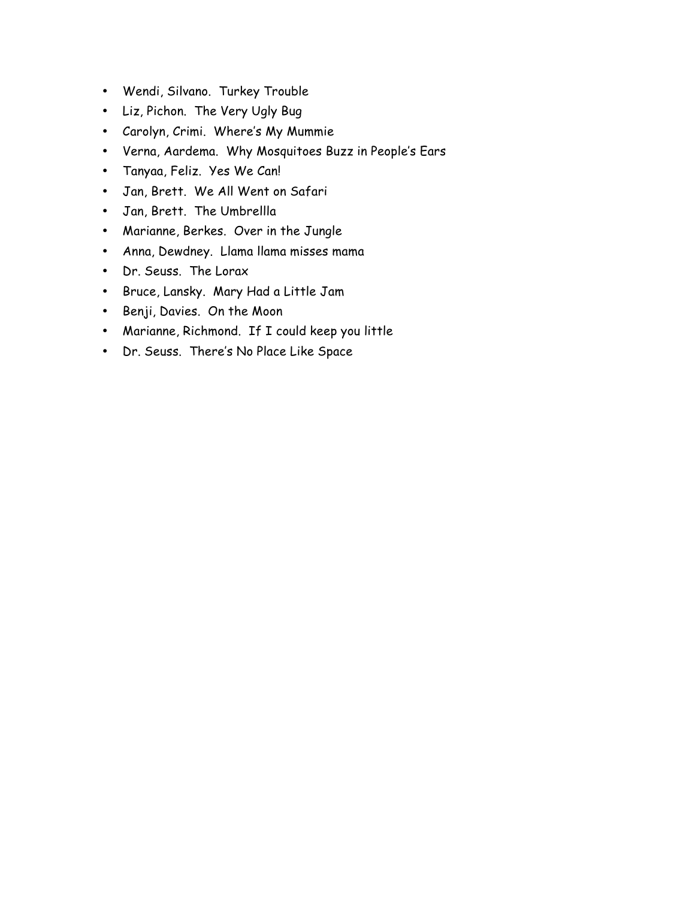- Wendi, Silvano.  Turkey Trouble
- Liz, Pichon.  The Very Ugly Bug
- Carolyn, Crimi.  Where's My Mummie
- Verna, Aardema.  Why Mosquitoes Buzz in People's Ears
- Tanyaa, Feliz.  Yes We Can!
- Jan, Brett.  We All Went on Safari
- Jan, Brett.  The Umbrellla
- Marianne, Berkes.  Over in the Jungle
- Anna, Dewdney.  Llama llama misses mama
- Dr. Seuss.  The Lorax
- Bruce, Lansky.  Mary Had a Little Jam
- Benji, Davies.  On the Moon
- Marianne, Richmond.  If I could keep you little
- Dr. Seuss.  There's No Place Like Space